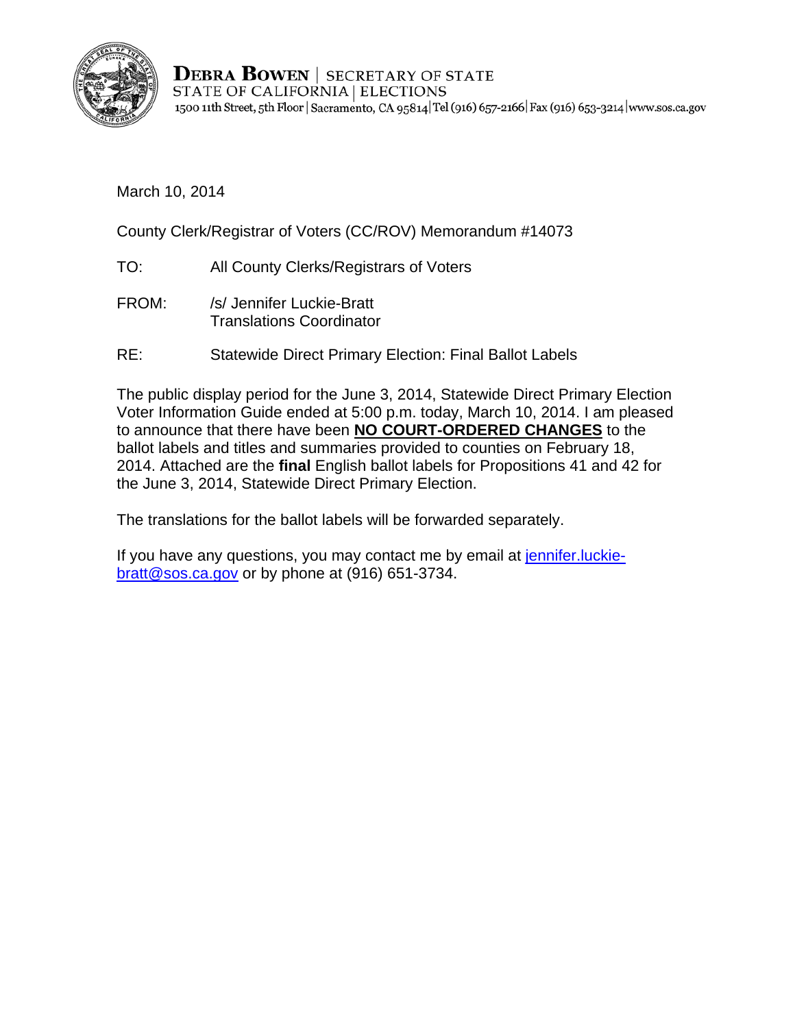**DEBRA BOWEN** | SECRETARY OF STATE
STATE OF CALIFORNIA | ELECTIONS
1500 11th Street, 5th Floor | Sacramento, CA 95814 | Tel (916) 657-2166 | Fax (916) 653-3214 | www.sos.ca.gov

March 10, 2014

County Clerk/Registrar of Voters (CC/ROV) Memorandum #14073

TO: All County Clerks/Registrars of Voters

FROM: /s/ Jennifer Luckie-Bratt
Translations Coordinator

RE: Statewide Direct Primary Election: Final Ballot Labels

The public display period for the June 3, 2014, Statewide Direct Primary Election Voter Information Guide ended at 5:00 p.m. today, March 10, 2014. I am pleased to announce that there have been **NO COURT-ORDERED CHANGES** to the ballot labels and titles and summaries provided to counties on February 18, 2014. Attached are the **final** English ballot labels for Propositions 41 and 42 for the June 3, 2014, Statewide Direct Primary Election.

The translations for the ballot labels will be forwarded separately.

If you have any questions, you may contact me by email at jennifer.luckie-bratt@sos.ca.gov or by phone at (916) 651-3734.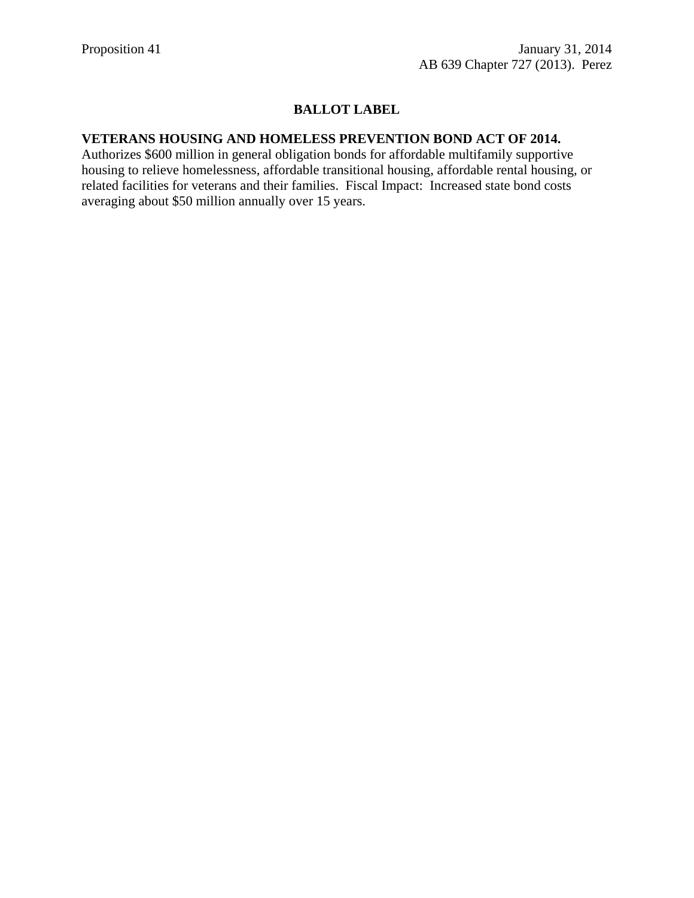Proposition 41 | January 31, 2014
AB 639 Chapter 727 (2013). Perez

## BALLOT LABEL

**VETERANS HOUSING AND HOMELESS PREVENTION BOND ACT OF 2014.** Authorizes $600 million in general obligation bonds for affordable multifamily supportive housing to relieve homelessness, affordable transitional housing, affordable rental housing, or related facilities for veterans and their families. Fiscal Impact: Increased state bond costs averaging about $50 million annually over 15 years.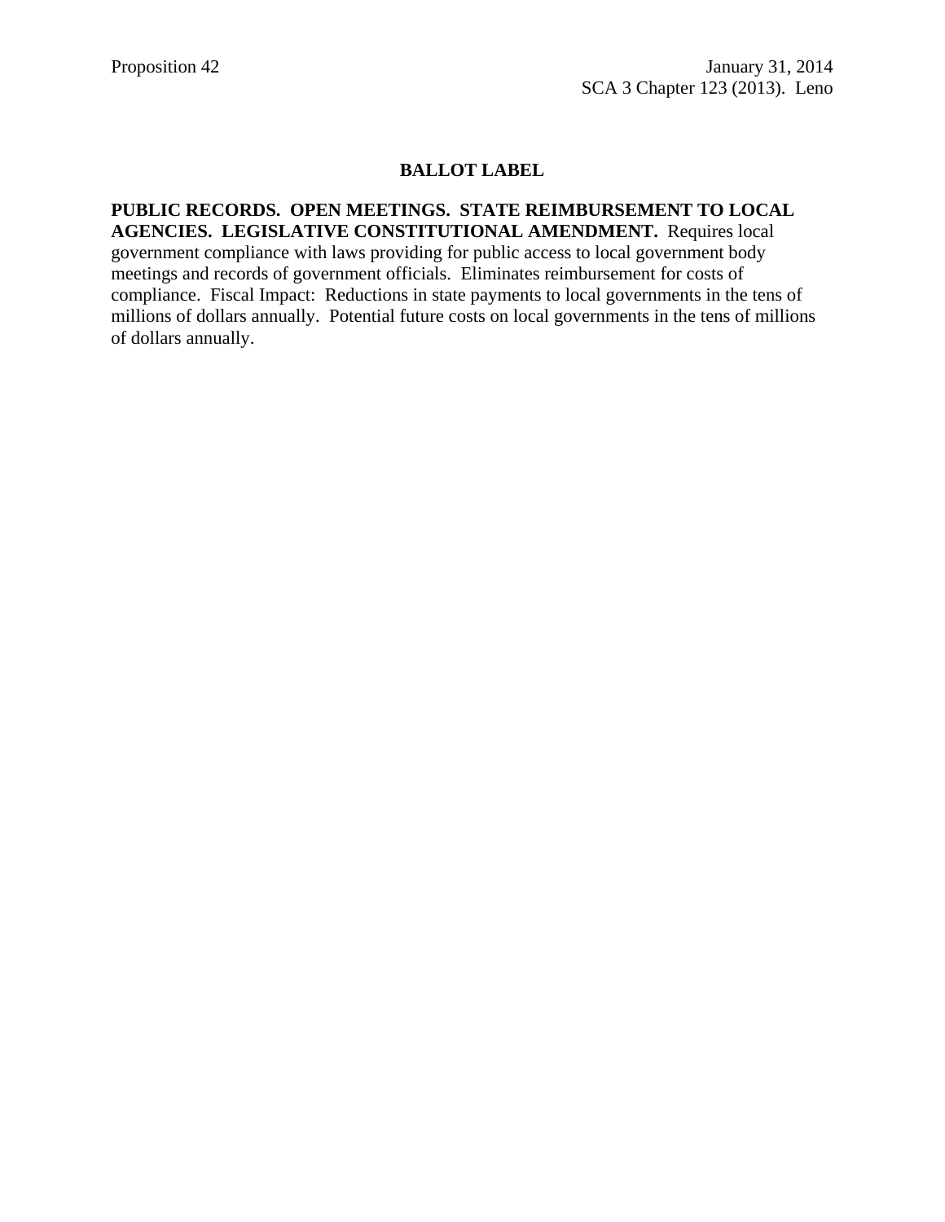Proposition 42

January 31, 2014

SCA 3 Chapter 123 (2013). Leno

## BALLOT LABEL

**PUBLIC RECORDS. OPEN MEETINGS. STATE REIMBURSEMENT TO LOCAL AGENCIES. LEGISLATIVE CONSTITUTIONAL AMENDMENT.** Requires local government compliance with laws providing for public access to local government body meetings and records of government officials. Eliminates reimbursement for costs of compliance. Fiscal Impact: Reductions in state payments to local governments in the tens of millions of dollars annually. Potential future costs on local governments in the tens of millions of dollars annually.